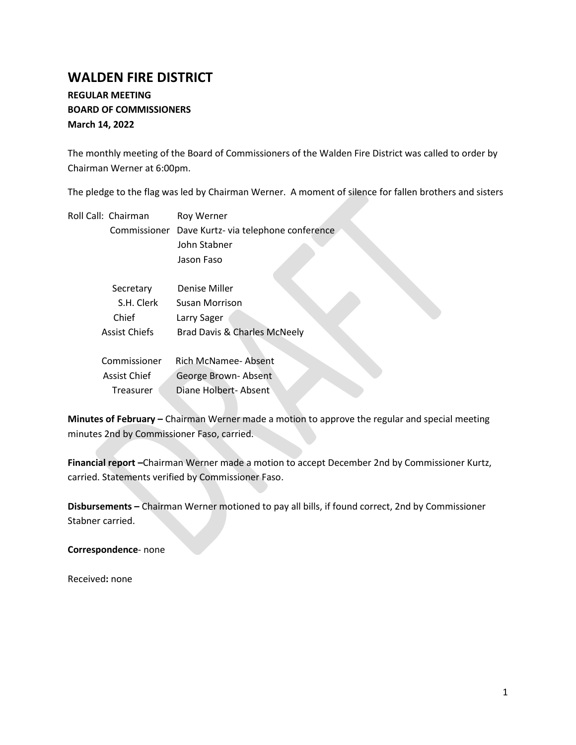# WALDEN FIRE DISTRICT

**REGULAR MEETING**
**BOARD OF COMMISSIONERS**
**March 14, 2022**

The monthly meeting of the Board of Commissioners of the Walden Fire District was called to order by Chairman Werner at 6:00pm.

The pledge to the flag was led by Chairman Werner. A moment of silence for fallen brothers and sisters

Roll Call: Chairman Roy Werner
Commissioner Dave Kurtz- via telephone conference
John Stabner
Jason Faso

Secretary Denise Miller
S.H. Clerk Susan Morrison
Chief Larry Sager
Assist Chiefs Brad Davis & Charles McNeely

Commissioner Rich McNamee- Absent
Assist Chief George Brown- Absent
Treasurer Diane Holbert- Absent

**Minutes of February –** Chairman Werner made a motion to approve the regular and special meeting minutes 2nd by Commissioner Faso, carried.

**Financial report –**Chairman Werner made a motion to accept December 2nd by Commissioner Kurtz, carried. Statements verified by Commissioner Faso.

**Disbursements –** Chairman Werner motioned to pay all bills, if found correct, 2nd by Commissioner Stabner carried.

**Correspondence**- none

Received**:** none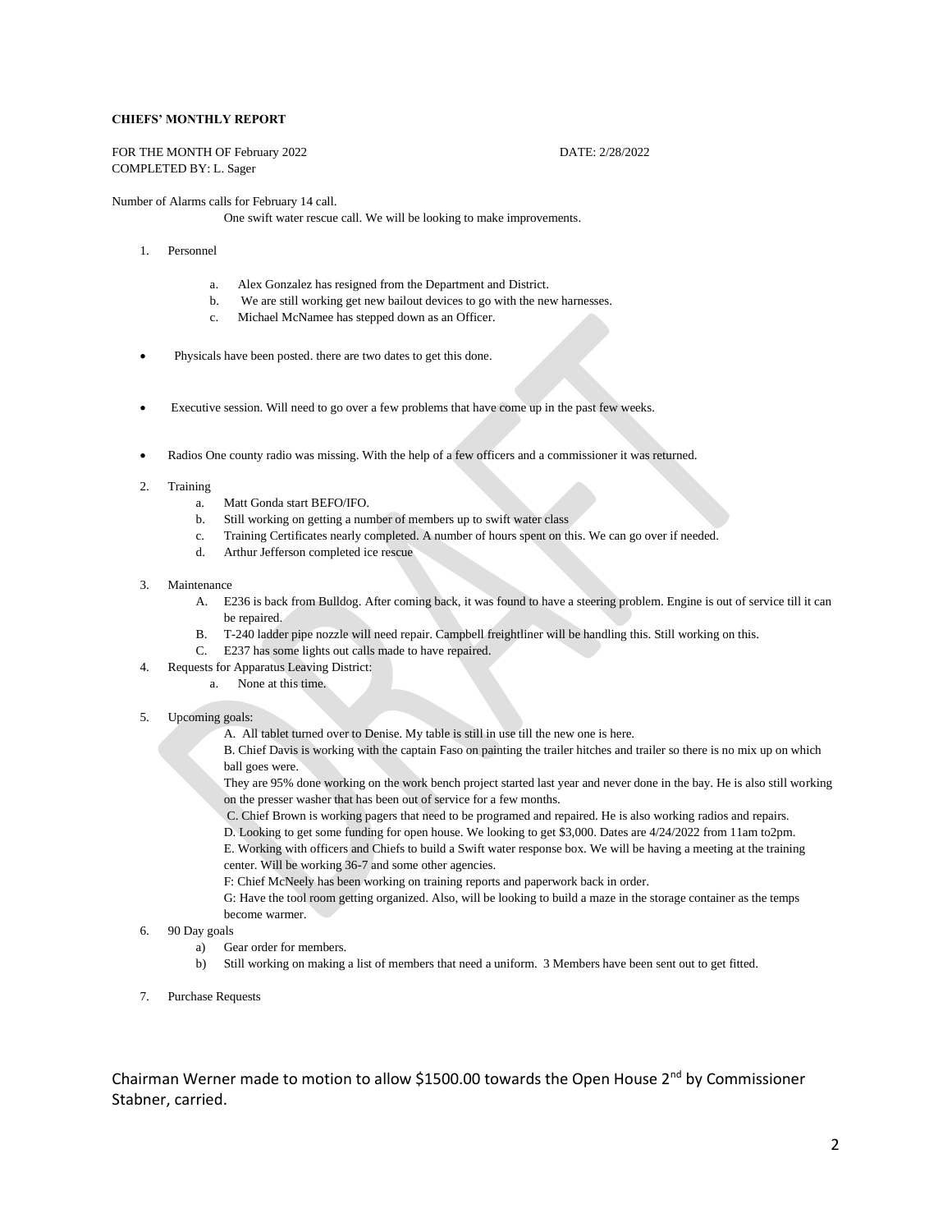**CHIEFS' MONTHLY REPORT**

FOR THE MONTH OF February 2022 DATE: 2/28/2022
COMPLETED BY: L. Sager

Number of Alarms calls for February 14 call.
One swift water rescue call. We will be looking to make improvements.

1. Personnel
   a. Alex Gonzalez has resigned from the Department and District.
   b. We are still working get new bailout devices to go with the new harnesses.
   c. Michael McNamee has stepped down as an Officer.

- Physicals have been posted. there are two dates to get this done.

- Executive session. Will need to go over a few problems that have come up in the past few weeks.

- Radios One county radio was missing. With the help of a few officers and a commissioner it was returned.

2. Training
   a. Matt Gonda start BEFO/IFO.
   b. Still working on getting a number of members up to swift water class
   c. Training Certificates nearly completed. A number of hours spent on this. We can go over if needed.
   d. Arthur Jefferson completed ice rescue

3. Maintenance
   A. E236 is back from Bulldog. After coming back, it was found to have a steering problem. Engine is out of service till it can be repaired.
   B. T-240 ladder pipe nozzle will need repair. Campbell freightliner will be handling this. Still working on this.
   C. E237 has some lights out calls made to have repaired.

4. Requests for Apparatus Leaving District:
   a. None at this time.

5. Upcoming goals:
   A. All tablet turned over to Denise. My table is still in use till the new one is here.
   B. Chief Davis is working with the captain Faso on painting the trailer hitches and trailer so there is no mix up on which ball goes were.
   They are 95% done working on the work bench project started last year and never done in the bay. He is also still working on the presser washer that has been out of service for a few months.
   C. Chief Brown is working pagers that need to be programed and repaired. He is also working radios and repairs.
   D. Looking to get some funding for open house. We looking to get $3,000. Dates are 4/24/2022 from 11am to2pm.
   E. Working with officers and Chiefs to build a Swift water response box. We will be having a meeting at the training center. Will be working 36-7 and some other agencies.
   F: Chief McNeely has been working on training reports and paperwork back in order.
   G: Have the tool room getting organized. Also, will be looking to build a maze in the storage container as the temps become warmer.

6. 90 Day goals
   a) Gear order for members.
   b) Still working on making a list of members that need a uniform. 3 Members have been sent out to get fitted.

7. Purchase Requests

Chairman Werner made to motion to allow $1500.00 towards the Open House 2nd by Commissioner Stabner, carried.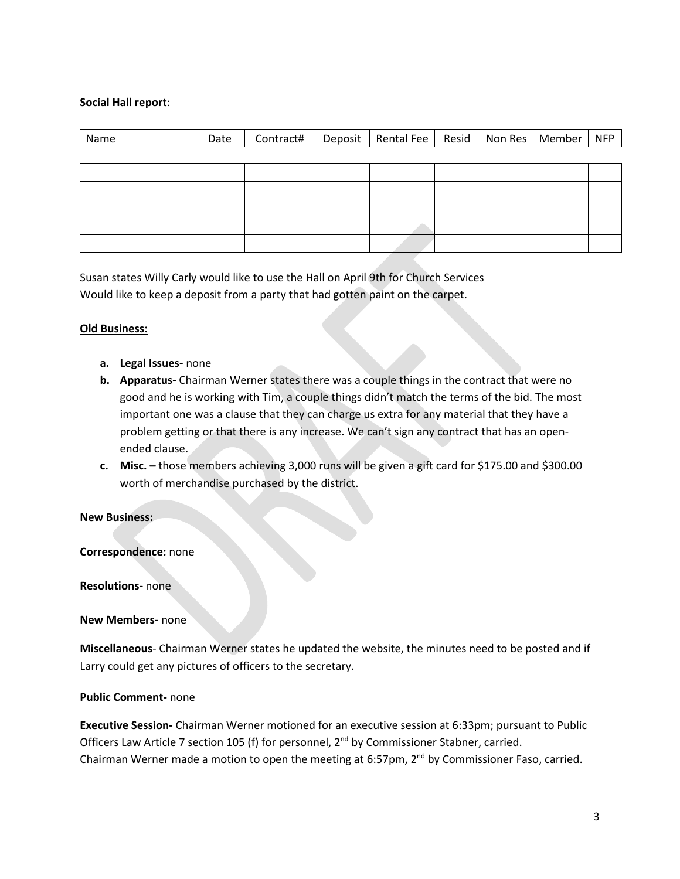**Social Hall report**:

| Name | Date | Contract# | Deposit | Rental Fee | Resid | Non Res | Member | NFP |
|---|---|---|---|---|---|---|---|---|
| | | | | | | | | |
| | | | | | | | | |
| | | | | | | | | |
| | | | | | | | | |
| | | | | | | | | |

Susan states Willy Carly would like to use the Hall on April 9th for Church Services
Would like to keep a deposit from a party that had gotten paint on the carpet.

**Old Business:**

- **a. Legal Issues-** none
- **b. Apparatus-** Chairman Werner states there was a couple things in the contract that were no good and he is working with Tim, a couple things didn't match the terms of the bid. The most important one was a clause that they can charge us extra for any material that they have a problem getting or that there is any increase. We can't sign any contract that has an open-ended clause.
- **c. Misc. –** those members achieving 3,000 runs will be given a gift card for $175.00 and $300.00 worth of merchandise purchased by the district.

**New Business:**

**Correspondence:** none

**Resolutions-** none

**New Members-** none

**Miscellaneous**- Chairman Werner states he updated the website, the minutes need to be posted and if Larry could get any pictures of officers to the secretary.

**Public Comment-** none

**Executive Session-** Chairman Werner motioned for an executive session at 6:33pm; pursuant to Public Officers Law Article 7 section 105 (f) for personnel, 2nd by Commissioner Stabner, carried.
Chairman Werner made a motion to open the meeting at 6:57pm, 2nd by Commissioner Faso, carried.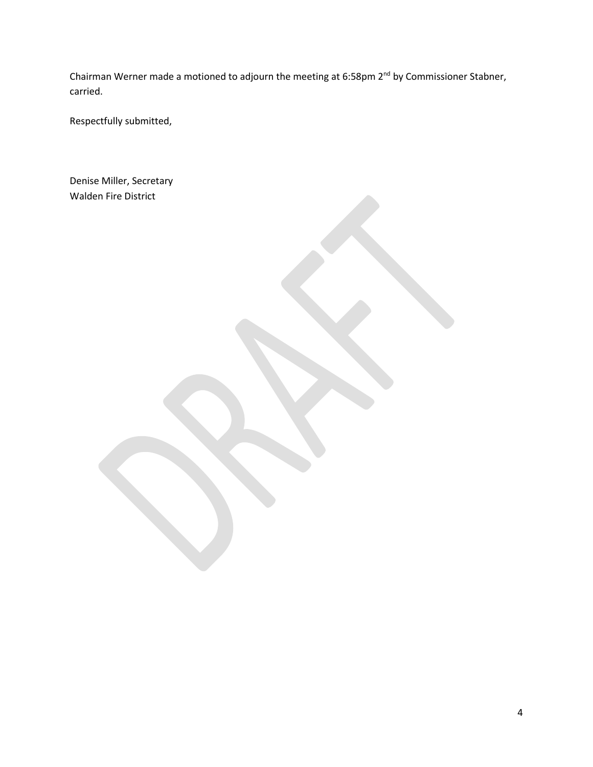Chairman Werner made a motioned to adjourn the meeting at 6:58pm 2nd by Commissioner Stabner, carried.

Respectfully submitted,

Denise Miller, Secretary
Walden Fire District